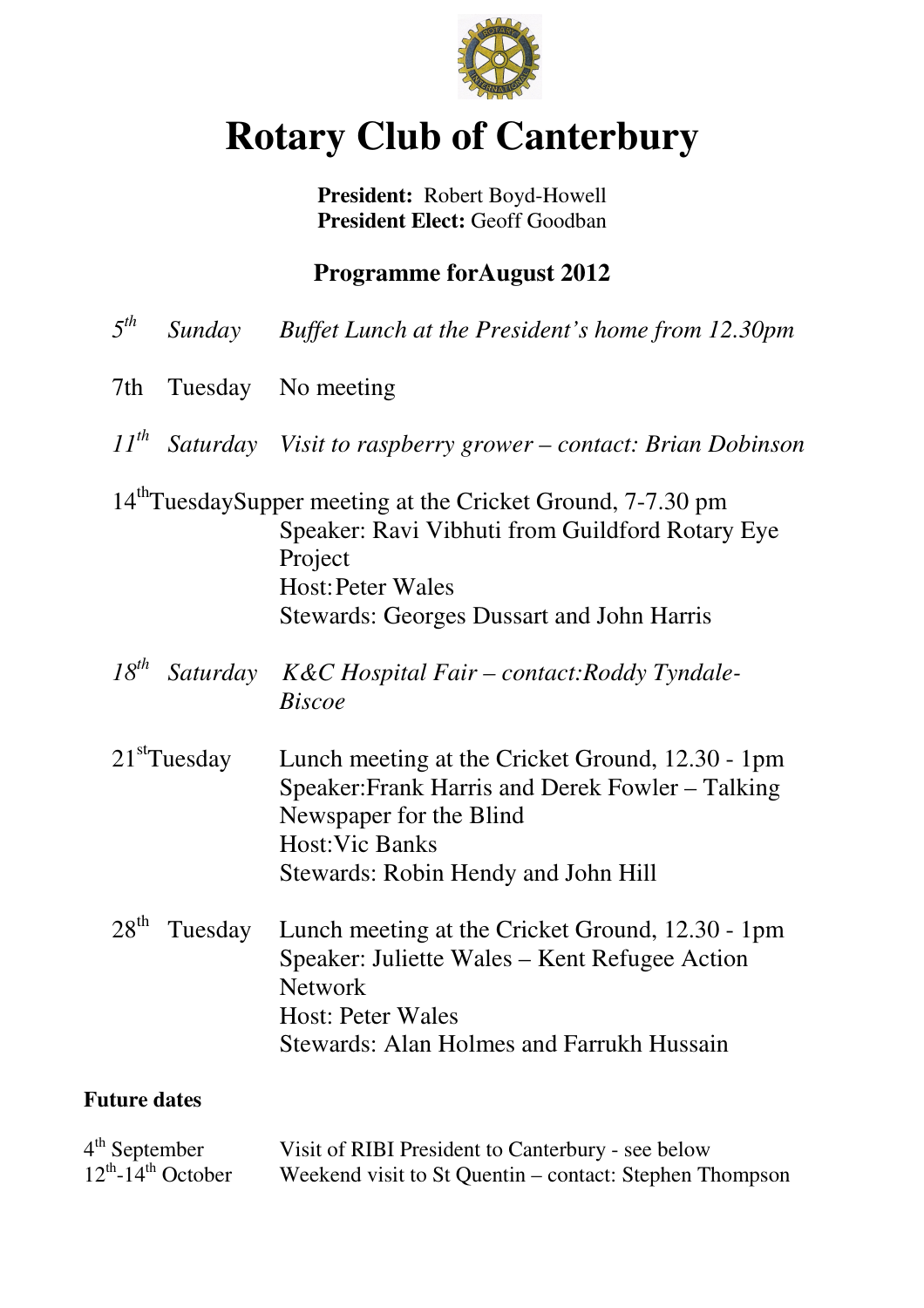# Rotary Club of Canterbury

**President:** Robert Boyd-Howell
**President Elect:** Geoff Goodban

## Programme forAugust 2012

*5th Sunday Buffet Lunch at the President's home from 12.30pm*

7th Tuesday No meeting

*11th Saturday Visit to raspberry grower – contact: Brian Dobinson*

14th TuesdaySupper meeting at the Cricket Ground, 7-7.30 pm
Speaker: Ravi Vibhuti from Guildford Rotary Eye Project
Host:Peter Wales
Stewards: Georges Dussart and John Harris

*18th Saturday K&C Hospital Fair – contact:Roddy Tyndale-Biscoe*

21st Tuesday Lunch meeting at the Cricket Ground, 12.30 - 1pm
Speaker:Frank Harris and Derek Fowler – Talking Newspaper for the Blind
Host:Vic Banks
Stewards: Robin Hendy and John Hill

28th Tuesday Lunch meeting at the Cricket Ground, 12.30 - 1pm
Speaker: Juliette Wales – Kent Refugee Action Network
Host: Peter Wales
Stewards: Alan Holmes and Farrukh Hussain

**Future dates**

4th September Visit of RIBI President to Canterbury - see below
12th-14th October Weekend visit to St Quentin – contact: Stephen Thompson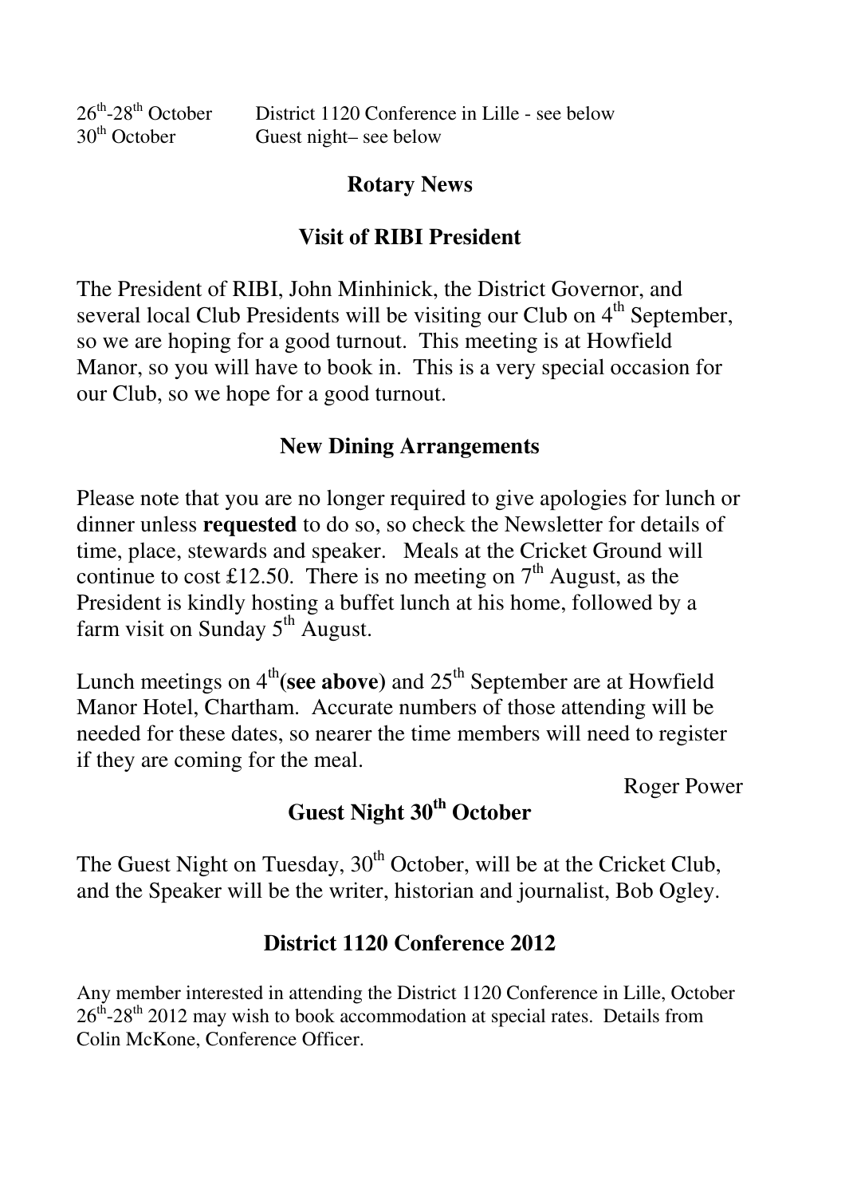| | |
|---|---|
| 26th-28th October | District 1120 Conference in Lille - see below |
| 30th October | Guest night– see below |

## Rotary News

### Visit of RIBI President

The President of RIBI, John Minhinick, the District Governor, and several local Club Presidents will be visiting our Club on 4th September, so we are hoping for a good turnout. This meeting is at Howfield Manor, so you will have to book in. This is a very special occasion for our Club, so we hope for a good turnout.

### New Dining Arrangements

Please note that you are no longer required to give apologies for lunch or dinner unless **requested** to do so, so check the Newsletter for details of time, place, stewards and speaker. Meals at the Cricket Ground will continue to cost £12.50. There is no meeting on 7th August, as the President is kindly hosting a buffet lunch at his home, followed by a farm visit on Sunday 5th August.

Lunch meetings on 4th **(see above)** and 25th September are at Howfield Manor Hotel, Chartham. Accurate numbers of those attending will be needed for these dates, so nearer the time members will need to register if they are coming for the meal.

Roger Power

### Guest Night 30th October

The Guest Night on Tuesday, 30th October, will be at the Cricket Club, and the Speaker will be the writer, historian and journalist, Bob Ogley.

### District 1120 Conference 2012

Any member interested in attending the District 1120 Conference in Lille, October 26th-28th 2012 may wish to book accommodation at special rates. Details from Colin McKone, Conference Officer.